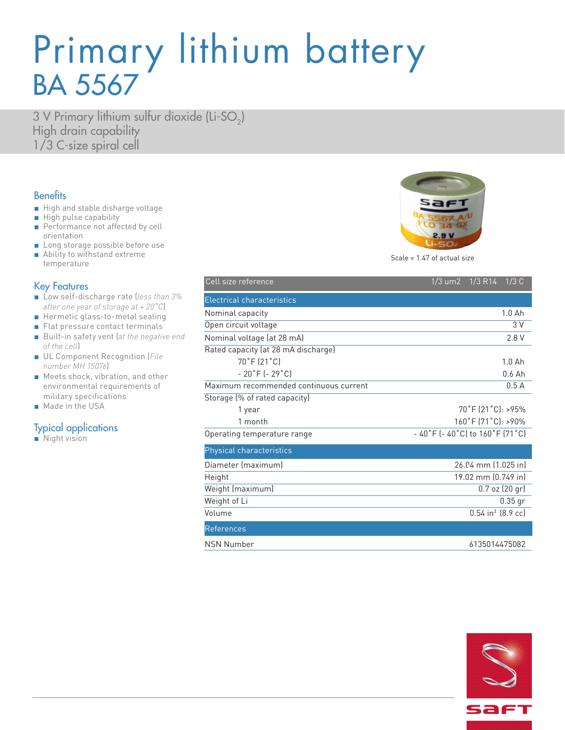# Primary lithium battery
# BA 5567

3 V Primary lithium sulfur dioxide (Li-$SO_2$)
High drain capability
1/3 C-size spiral cell

## Benefits

- High and stable disharge voltage
- High pulse capability
- Performance not affected by cell orientation
- Long storage possible before use
- Ability to withstand extreme temperature

## Key Features

- Low self-discharge rate (*less than 3% after one year of storage at + 20°C*)
- Hermetic glass-to-metal sealing
- Flat pressure contact terminals
- Built-in safety vent (*at the negative end of the cell*)
- UL Component Recognition (*File number MH 15076*)
- Meets shock, vibration, and other environmental requirements of military specifications
- Made in the USA

## Typical applications

- Night vision

Scale = 1.47 of actual size

| Cell size reference | 1/3 um2 1/3 R14 1/3 C |
|---|---|
| **Electrical characteristics** | |
| Nominal capacity | 1.0 Ah |
| Open circuit voltage | 3 V |
| Nominal voltage (at 28 mA) | 2.8 V |
| Rated capacity (at 28 mA discharge) | |
| 70°F (21°C) | 1.0 Ah |
| - 20°F (- 29°C) | 0.6 Ah |
| Maximum recommended continuous current | 0.5 A |
| Storage (% of rated capacity) | |
| 1 year | 70°F (21°C): >95% |
| 1 month | 160°F (71°C): >90% |
| Operating temperature range | - 40°F (- 40°C) to 160°F (71°C) |
| **Physical characteristics** | |
| Diameter (maximum) | 26.04 mm (1.025 in) |
| Height | 19.02 mm (0.749 in) |
| Weight (maximum) | 0.7 oz (20 gr) |
| Weight of Li | 0.35 gr |
| Volume | 0.54 $in^3$ (8.9 cc) |
| **References** | |
| NSN Number | 6135014475082 |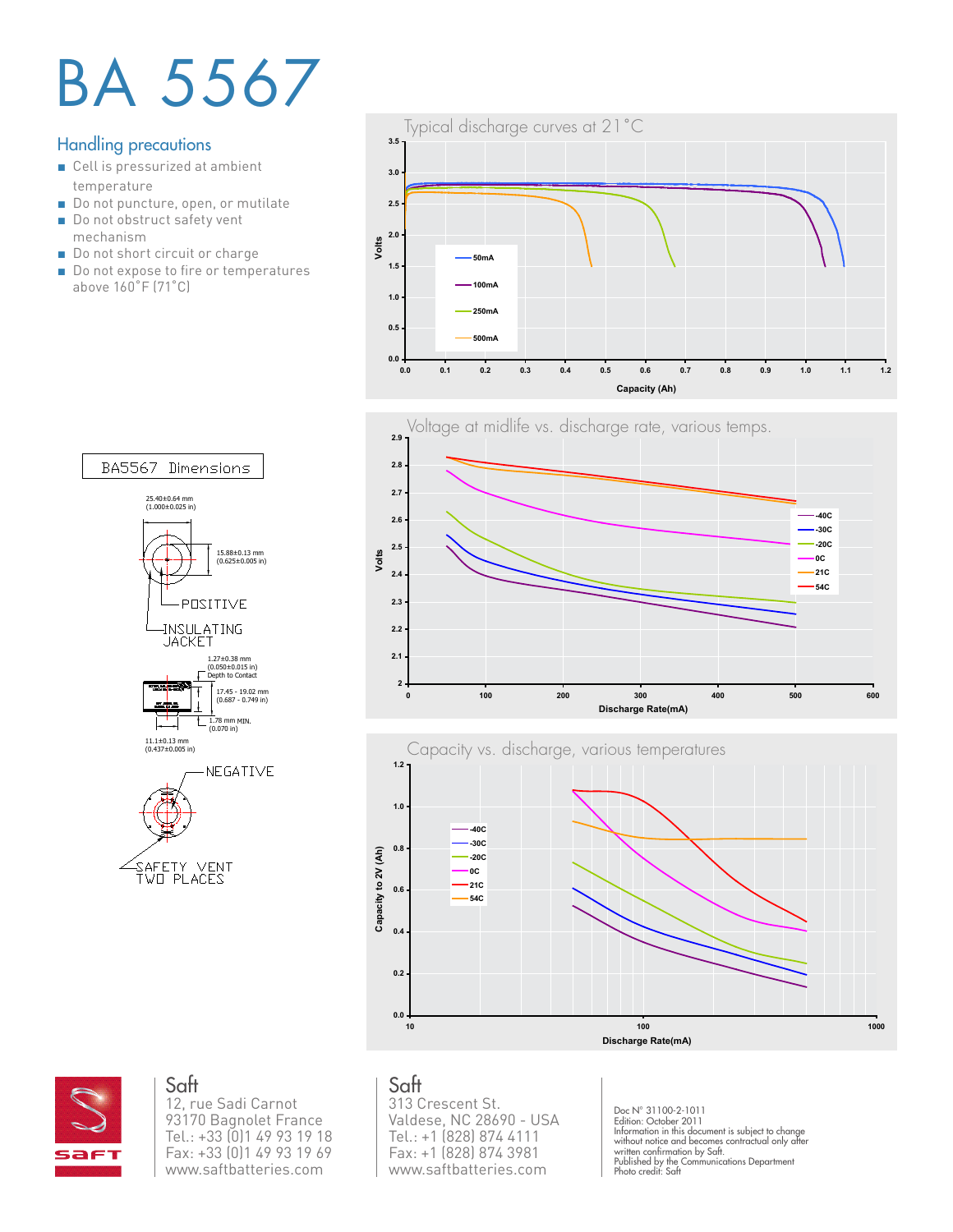# BA 5567

## Handling precautions

- Cell is pressurized at ambient temperature
- Do not puncture, open, or mutilate
- Do not obstruct safety vent mechanism
- Do not short circuit or charge
- Do not expose to fire or temperatures above 160°F (71°C)

Typical discharge curves at 21°C

Volts

0.0
0.5
1.0
1.5
2.0
2.5
3.0
3.5

Capacity (Ah)

0.0 0.1 0.2 0.3 0.4 0.5 0.6 0.7 0.8 0.9 1.0 1.1 1.2

50mA
100mA
250mA
500mA

Voltage at midlife vs. discharge rate, various temps.

Volts

2
2.1
2.2
2.3
2.4
2.5
2.6
2.7
2.8
2.9

Discharge Rate(mA)

0 100 200 300 400 500 600

-40C
-30C
-20C
0C
21C
54C

Capacity vs. discharge, various temperatures

Capacity to 2V (Ah)

0.0
0.2
0.4
0.6
0.8
1.0
1.2

Discharge Rate(mA)

10 100 1000

-40C
-30C
-20C
0C
21C
54C

BA5567 Dimensions

25.40±0.64 mm
(1.000±0.025 in)

15.88±0.13 mm
(0.625±0.005 in)

POSITIVE

INSULATING JACKET

1.27±0.38 mm
(0.050±0.015 in)
Depth to Contact

17.45 - 19.02 mm
(0.687 - 0.749 in)

1.78 mm MIN.
(0.070 in)

11.1±0.13 mm
(0.437±0.005 in)

NEGATIVE

SAFETY VENT
TWO PLACES

Saft
12, rue Sadi Carnot
93170 Bagnolet France
Tel.: +33 (0)1 49 93 19 18
Fax: +33 (0)1 49 93 19 69
www.saftbatteries.com

Saft
313 Crescent St.
Valdese, NC 28690 - USA
Tel.: +1 (828) 874 4111
Fax: +1 (828) 874 3981
www.saftbatteries.com

Doc N° 31100-2-1011
Edition: October 2011
Information in this document is subject to change without notice and becomes contractual only after written confirmation by Saft.
Published by the Communications Department
Photo credit: Saft